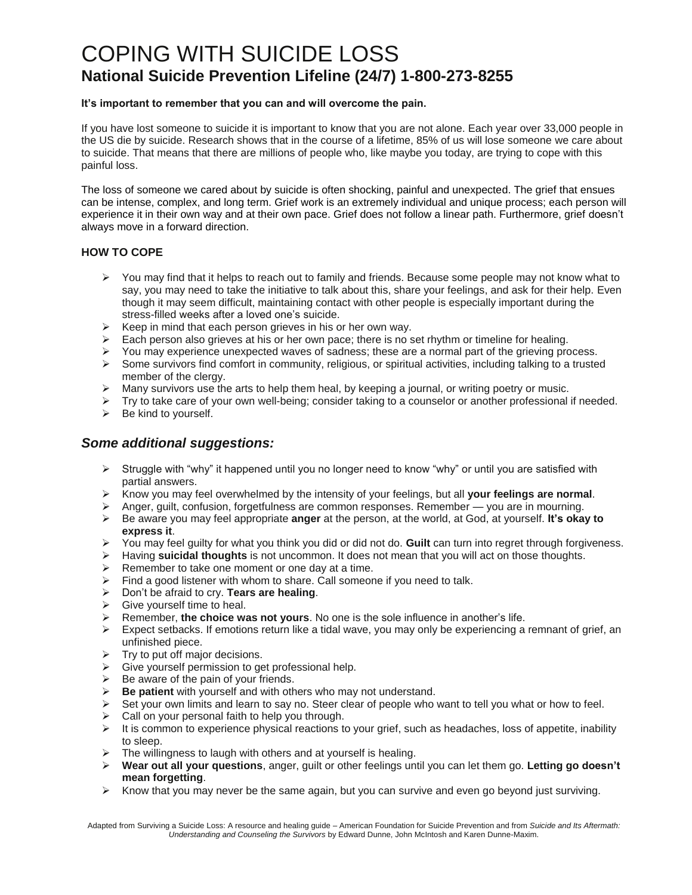# COPING WITH SUICIDE LOSS

## National Suicide Prevention Lifeline (24/7) 1-800-273-8255

**It's important to remember that you can and will overcome the pain.**

If you have lost someone to suicide it is important to know that you are not alone. Each year over 33,000 people in the US die by suicide. Research shows that in the course of a lifetime, 85% of us will lose someone we care about to suicide. That means that there are millions of people who, like maybe you today, are trying to cope with this painful loss.

The loss of someone we cared about by suicide is often shocking, painful and unexpected. The grief that ensues can be intense, complex, and long term. Grief work is an extremely individual and unique process; each person will experience it in their own way and at their own pace. Grief does not follow a linear path. Furthermore, grief doesn't always move in a forward direction.

**HOW TO COPE**

- You may find that it helps to reach out to family and friends. Because some people may not know what to say, you may need to take the initiative to talk about this, share your feelings, and ask for their help. Even though it may seem difficult, maintaining contact with other people is especially important during the stress-filled weeks after a loved one's suicide.
- Keep in mind that each person grieves in his or her own way.
- Each person also grieves at his or her own pace; there is no set rhythm or timeline for healing.
- You may experience unexpected waves of sadness; these are a normal part of the grieving process.
- Some survivors find comfort in community, religious, or spiritual activities, including talking to a trusted member of the clergy.
- Many survivors use the arts to help them heal, by keeping a journal, or writing poetry or music.
- Try to take care of your own well-being; consider taking to a counselor or another professional if needed.
- Be kind to yourself.

### *Some additional suggestions:*

- Struggle with "why" it happened until you no longer need to know "why" or until you are satisfied with partial answers.
- Know you may feel overwhelmed by the intensity of your feelings, but all **your feelings are normal**.
- Anger, guilt, confusion, forgetfulness are common responses. Remember — you are in mourning.
- Be aware you may feel appropriate **anger** at the person, at the world, at God, at yourself. **It's okay to express it**.
- You may feel guilty for what you think you did or did not do. **Guilt** can turn into regret through forgiveness.
- Having **suicidal thoughts** is not uncommon. It does not mean that you will act on those thoughts.
- Remember to take one moment or one day at a time.
- Find a good listener with whom to share. Call someone if you need to talk.
- Don't be afraid to cry. **Tears are healing**.
- Give yourself time to heal.
- Remember, **the choice was not yours**. No one is the sole influence in another's life.
- Expect setbacks. If emotions return like a tidal wave, you may only be experiencing a remnant of grief, an unfinished piece.
- Try to put off major decisions.
- Give yourself permission to get professional help.
- Be aware of the pain of your friends.
- **Be patient** with yourself and with others who may not understand.
- Set your own limits and learn to say no. Steer clear of people who want to tell you what or how to feel.
- Call on your personal faith to help you through.
- It is common to experience physical reactions to your grief, such as headaches, loss of appetite, inability to sleep.
- The willingness to laugh with others and at yourself is healing.
- **Wear out all your questions**, anger, guilt or other feelings until you can let them go. **Letting go doesn't mean forgetting**.
- Know that you may never be the same again, but you can survive and even go beyond just surviving.

Adapted from Surviving a Suicide Loss: A resource and healing guide – American Foundation for Suicide Prevention and from *Suicide and Its Aftermath: Understanding and Counseling the Survivors* by Edward Dunne, John McIntosh and Karen Dunne-Maxim.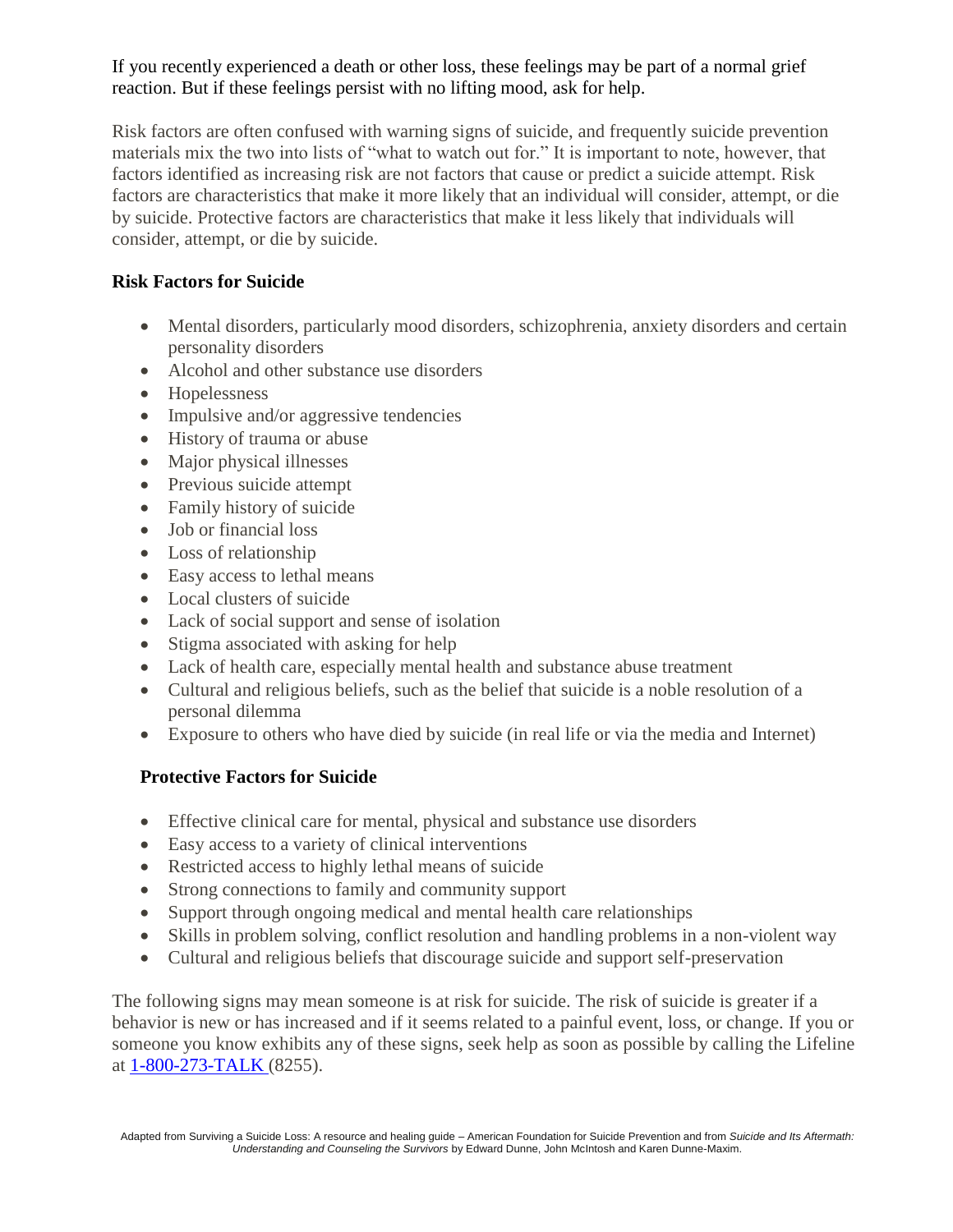If you recently experienced a death or other loss, these feelings may be part of a normal grief reaction. But if these feelings persist with no lifting mood, ask for help.

Risk factors are often confused with warning signs of suicide, and frequently suicide prevention materials mix the two into lists of "what to watch out for." It is important to note, however, that factors identified as increasing risk are not factors that cause or predict a suicide attempt. Risk factors are characteristics that make it more likely that an individual will consider, attempt, or die by suicide. Protective factors are characteristics that make it less likely that individuals will consider, attempt, or die by suicide.

**Risk Factors for Suicide**

- Mental disorders, particularly mood disorders, schizophrenia, anxiety disorders and certain personality disorders
- Alcohol and other substance use disorders
- Hopelessness
- Impulsive and/or aggressive tendencies
- History of trauma or abuse
- Major physical illnesses
- Previous suicide attempt
- Family history of suicide
- Job or financial loss
- Loss of relationship
- Easy access to lethal means
- Local clusters of suicide
- Lack of social support and sense of isolation
- Stigma associated with asking for help
- Lack of health care, especially mental health and substance abuse treatment
- Cultural and religious beliefs, such as the belief that suicide is a noble resolution of a personal dilemma
- Exposure to others who have died by suicide (in real life or via the media and Internet)

**Protective Factors for Suicide**

- Effective clinical care for mental, physical and substance use disorders
- Easy access to a variety of clinical interventions
- Restricted access to highly lethal means of suicide
- Strong connections to family and community support
- Support through ongoing medical and mental health care relationships
- Skills in problem solving, conflict resolution and handling problems in a non-violent way
- Cultural and religious beliefs that discourage suicide and support self-preservation

The following signs may mean someone is at risk for suicide. The risk of suicide is greater if a behavior is new or has increased and if it seems related to a painful event, loss, or change. If you or someone you know exhibits any of these signs, seek help as soon as possible by calling the Lifeline at 1-800-273-TALK (8255).

Adapted from Surviving a Suicide Loss: A resource and healing guide – American Foundation for Suicide Prevention and from *Suicide and Its Aftermath: Understanding and Counseling the Survivors* by Edward Dunne, John McIntosh and Karen Dunne-Maxim.